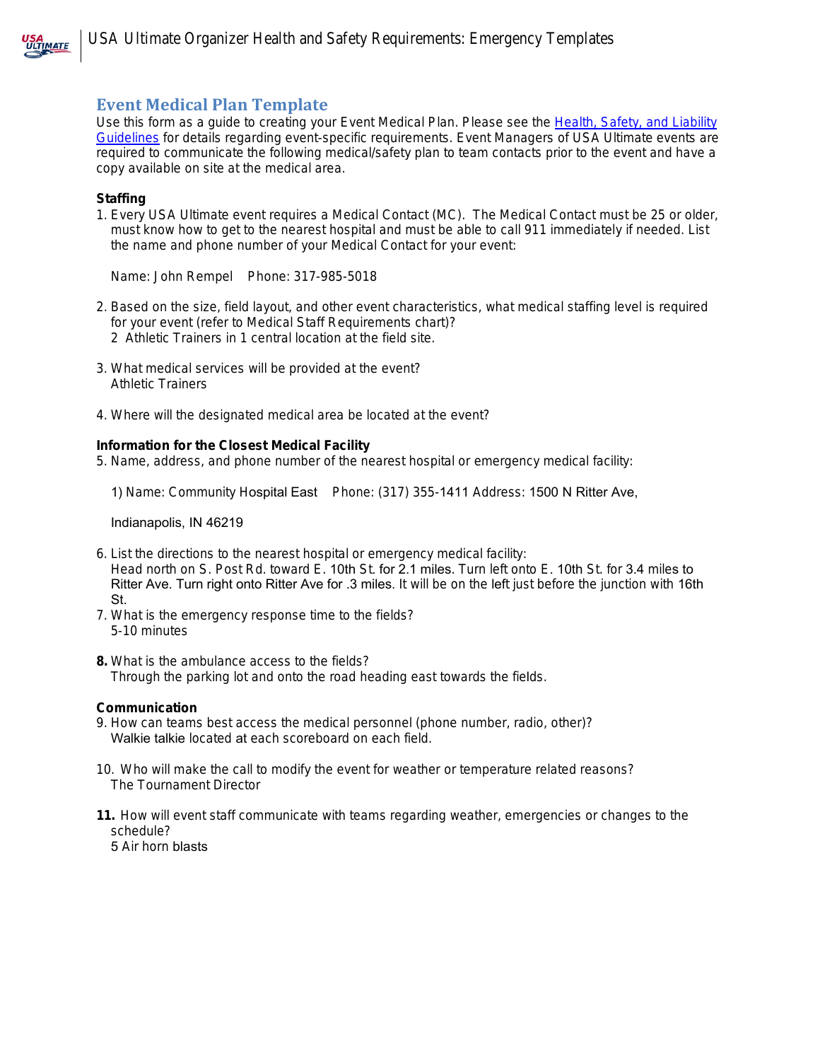# Event Medical Plan Template

Use this form as a guide to creating your Event Medical Plan. Please see the Health, Safety, and Liability Guidelines for details regarding event-specific requirements. Event Managers of USA Ultimate events are required to communicate the following medical/safety plan to team contacts prior to the event and have a copy available on site at the medical area.

### Staffing

1. Every USA Ultimate event requires a Medical Contact (MC). The Medical Contact must be 25 or older, must know how to get to the nearest hospital and must be able to call 911 immediately if needed. List the name and phone number of your Medical Contact for your event:

   Name: John Rempel    Phone: 317-985-5018

2. Based on the size, field layout, and other event characteristics, what medical staffing level is required for your event (refer to Medical Staff Requirements chart)?
   2 Athletic Trainers in 1 central location at the field site.

3. What medical services will be provided at the event?
   Athletic Trainers

4. Where will the designated medical area be located at the event?

### Information for the Closest Medical Facility

5. Name, address, and phone number of the nearest hospital or emergency medical facility:

   1) Name: Community Hospital East    Phone: (317) 355-1411 Address: 1500 N Ritter Ave,

   Indianapolis, IN 46219

6. List the directions to the nearest hospital or emergency medical facility:
   Head north on S. Post Rd. toward E. 10th St. for 2.1 miles. Turn left onto E. 10th St. for 3.4 miles to Ritter Ave. Turn right onto Ritter Ave for .3 miles. It will be on the left just before the junction with 16th St.
7. What is the emergency response time to the fields?
   5-10 minutes

8. What is the ambulance access to the fields?
   Through the parking lot and onto the road heading east towards the fields.

### Communication

9. How can teams best access the medical personnel (phone number, radio, other)?
   Walkie talkie located at each scoreboard on each field.

10. Who will make the call to modify the event for weather or temperature related reasons?
    The Tournament Director

11. How will event staff communicate with teams regarding weather, emergencies or changes to the schedule?
    5 Air horn blasts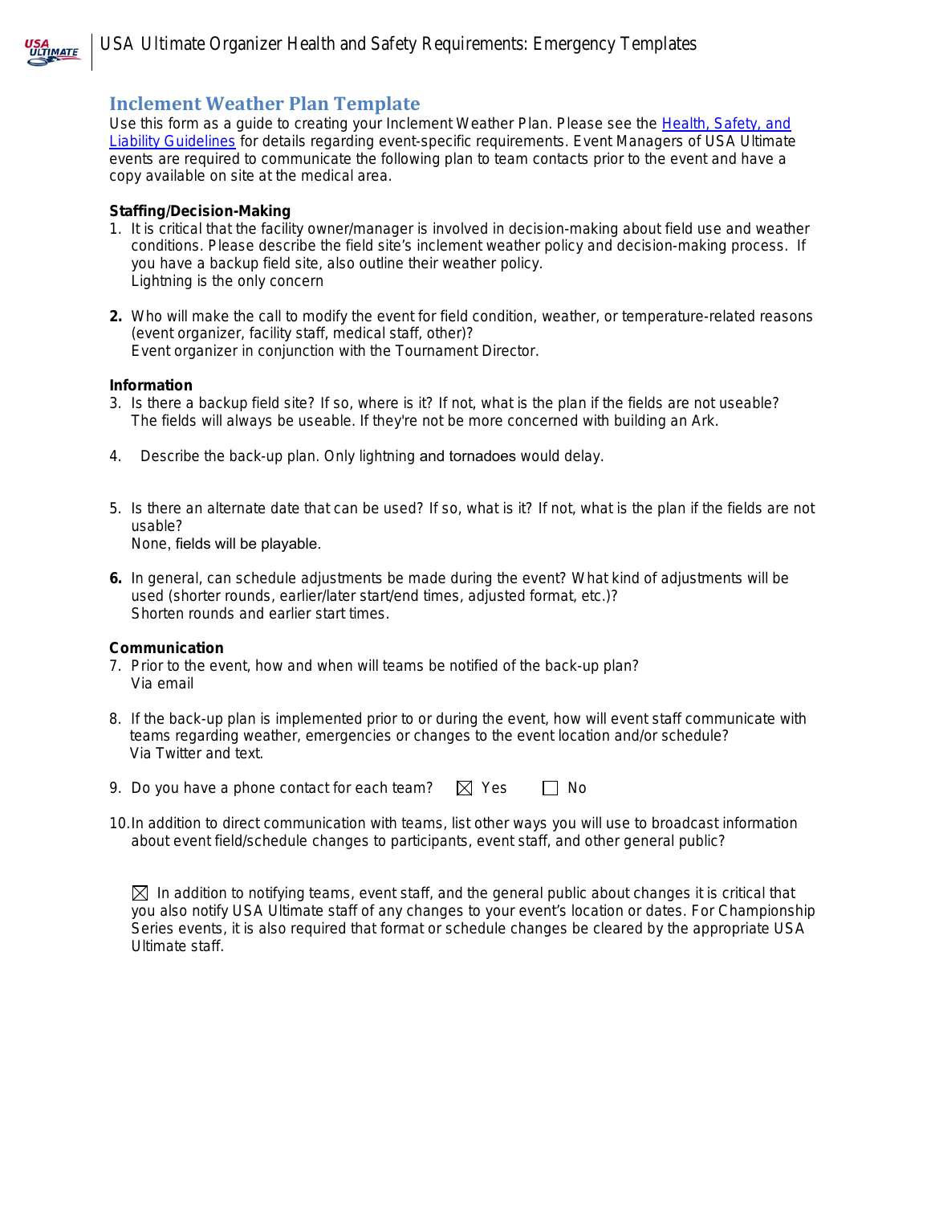## Inclement Weather Plan Template

Use this form as a guide to creating your Inclement Weather Plan. Please see the Health, Safety, and Liability Guidelines for details regarding event-specific requirements. Event Managers of USA Ultimate events are required to communicate the following plan to team contacts prior to the event and have a copy available on site at the medical area.

**Staffing/Decision-Making**

1. It is critical that the facility owner/manager is involved in decision-making about field use and weather conditions. Please describe the field site's inclement weather policy and decision-making process. If you have a backup field site, also outline their weather policy.
   Lightning is the only concern

2. Who will make the call to modify the event for field condition, weather, or temperature-related reasons (event organizer, facility staff, medical staff, other)?
   Event organizer in conjunction with the Tournament Director.

**Information**

3. Is there a backup field site? If so, where is it? If not, what is the plan if the fields are not useable?
   The fields will always be useable. If they're not be more concerned with building an Ark.

4. Describe the back-up plan. Only lightning and tornadoes would delay.

5. Is there an alternate date that can be used? If so, what is it? If not, what is the plan if the fields are not usable?
   None, fields will be playable.

6. In general, can schedule adjustments be made during the event? What kind of adjustments will be used (shorter rounds, earlier/later start/end times, adjusted format, etc.)?
   Shorten rounds and earlier start times.

**Communication**

7. Prior to the event, how and when will teams be notified of the back-up plan?
   Via email

8. If the back-up plan is implemented prior to or during the event, how will event staff communicate with teams regarding weather, emergencies or changes to the event location and/or schedule?
   Via Twitter and text.

9. Do you have a phone contact for each team? ☒ Yes ☐ No

10. In addition to direct communication with teams, list other ways you will use to broadcast information about event field/schedule changes to participants, event staff, and other general public?

☒ In addition to notifying teams, event staff, and the general public about changes it is critical that you also notify USA Ultimate staff of any changes to your event's location or dates. For Championship Series events, it is also required that format or schedule changes be cleared by the appropriate USA Ultimate staff.